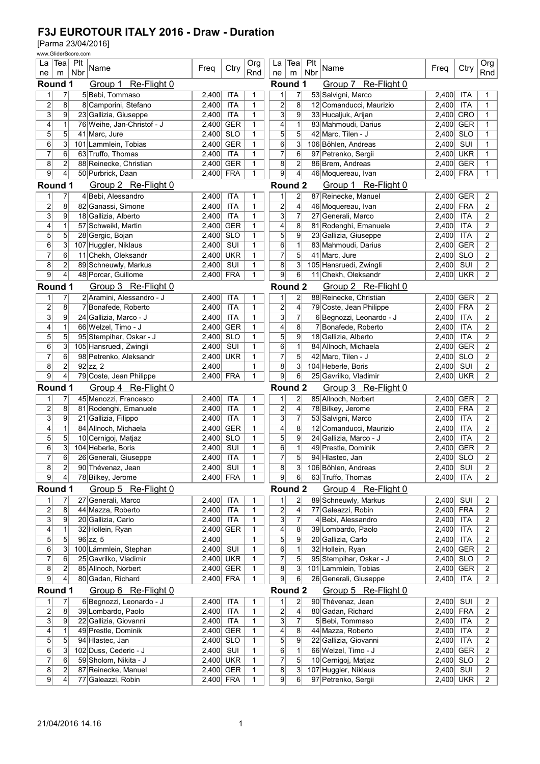# F3J EUROTOUR ITALY 2016 - Draw - Duration

[Parma 23/04/2016]

www.GliderScore.com

**Round 1 — Group 1 — Re-Flight 0**

| Lane | Team | Plt Nbr | Name | Freq | Ctry | Org Rnd |
|---|---|---|---|---|---|---|
| 1 | 7 | 5 | Bebi, Tommaso | 2,400 | ITA | 1 |
| 2 | 8 | 8 | Camporini, Stefano | 2,400 | ITA | 1 |
| 3 | 9 | 23 | Gallizia, Giuseppe | 2,400 | ITA | 1 |
| 4 | 1 | 76 | Weihe, Jan-Christof - J | 2,400 | GER | 1 |
| 5 | 5 | 41 | Marc, Jure | 2,400 | SLO | 1 |
| 6 | 3 | 101 | Lammlein, Tobias | 2,400 | GER | 1 |
| 7 | 6 | 63 | Truffo, Thomas | 2,400 | ITA | 1 |
| 8 | 2 | 88 | Reinecke, Christian | 2,400 | GER | 1 |
| 9 | 4 | 50 | Purbrick, Daan | 2,400 | FRA | 1 |

**Round 1 — Group 2 — Re-Flight 0**

| Lane | Team | Plt Nbr | Name | Freq | Ctry | Org Rnd |
|---|---|---|---|---|---|---|
| 1 | 7 | 4 | Bebi, Alessandro | 2,400 | ITA | 1 |
| 2 | 8 | 82 | Ganassi, Simone | 2,400 | ITA | 1 |
| 3 | 9 | 18 | Gallizia, Alberto | 2,400 | ITA | 1 |
| 4 | 1 | 57 | Schweikl, Martin | 2,400 | GER | 1 |
| 5 | 5 | 28 | Gergic, Bojan | 2,400 | SLO | 1 |
| 6 | 3 | 107 | Huggler, Niklaus | 2,400 | SUI | 1 |
| 7 | 6 | 11 | Chekh, Oleksandr | 2,400 | UKR | 1 |
| 8 | 2 | 89 | Schneuwly, Markus | 2,400 | SUI | 1 |
| 9 | 4 | 48 | Porcar, Guillome | 2,400 | FRA | 1 |

**Round 1 — Group 3 — Re-Flight 0**

| Lane | Team | Plt Nbr | Name | Freq | Ctry | Org Rnd |
|---|---|---|---|---|---|---|
| 1 | 7 | 2 | Aramini, Alessandro - J | 2,400 | ITA | 1 |
| 2 | 8 | 7 | Bonafede, Roberto | 2,400 | ITA | 1 |
| 3 | 9 | 24 | Gallizia, Marco - J | 2,400 | ITA | 1 |
| 4 | 1 | 66 | Welzel, Timo - J | 2,400 | GER | 1 |
| 5 | 5 | 95 | Stempihar, Oskar - J | 2,400 | SLO | 1 |
| 6 | 3 | 105 | Hansruedi, Zwingli | 2,400 | SUI | 1 |
| 7 | 6 | 98 | Petrenko, Aleksandr | 2,400 | UKR | 1 |
| 8 | 2 | 92 | zz, 2 | 2,400 | | 1 |
| 9 | 4 | 79 | Coste, Jean Philippe | 2,400 | FRA | 1 |

**Round 1 — Group 4 — Re-Flight 0**

| Lane | Team | Plt Nbr | Name | Freq | Ctry | Org Rnd |
|---|---|---|---|---|---|---|
| 1 | 7 | 45 | Menozzi, Francesco | 2,400 | ITA | 1 |
| 2 | 8 | 81 | Rodenghi, Emanuele | 2,400 | ITA | 1 |
| 3 | 9 | 21 | Gallizia, Filippo | 2,400 | ITA | 1 |
| 4 | 1 | 84 | Allnoch, Michaela | 2,400 | GER | 1 |
| 5 | 5 | 10 | Cernigoj, Matjaz | 2,400 | SLO | 1 |
| 6 | 3 | 104 | Heberle, Boris | 2,400 | SUI | 1 |
| 7 | 6 | 26 | Generali, Giuseppe | 2,400 | ITA | 1 |
| 8 | 2 | 90 | Thévenaz, Jean | 2,400 | SUI | 1 |
| 9 | 4 | 78 | Bilkey, Jerome | 2,400 | FRA | 1 |

**Round 1 — Group 5 — Re-Flight 0**

| Lane | Team | Plt Nbr | Name | Freq | Ctry | Org Rnd |
|---|---|---|---|---|---|---|
| 1 | 7 | 27 | Generali, Marco | 2,400 | ITA | 1 |
| 2 | 8 | 44 | Mazza, Roberto | 2,400 | ITA | 1 |
| 3 | 9 | 20 | Gallizia, Carlo | 2,400 | ITA | 1 |
| 4 | 1 | 32 | Hollein, Ryan | 2,400 | GER | 1 |
| 5 | 5 | 96 | zz, 5 | 2,400 | | 1 |
| 6 | 3 | 100 | Lämmlein, Stephan | 2,400 | SUI | 1 |
| 7 | 6 | 25 | Gavrilko, Vladimir | 2,400 | UKR | 1 |
| 8 | 2 | 85 | Allnoch, Norbert | 2,400 | GER | 1 |
| 9 | 4 | 80 | Gadan, Richard | 2,400 | FRA | 1 |

**Round 1 — Group 6 — Re-Flight 0**

| Lane | Team | Plt Nbr | Name | Freq | Ctry | Org Rnd |
|---|---|---|---|---|---|---|
| 1 | 7 | 6 | Begnozzi, Leonardo - J | 2,400 | ITA | 1 |
| 2 | 8 | 39 | Lombardo, Paolo | 2,400 | ITA | 1 |
| 3 | 9 | 22 | Gallizia, Giovanni | 2,400 | ITA | 1 |
| 4 | 1 | 49 | Prestle, Dominik | 2,400 | GER | 1 |
| 5 | 5 | 94 | Hlastec, Jan | 2,400 | SLO | 1 |
| 6 | 3 | 102 | Duss, Cederic - J | 2,400 | SUI | 1 |
| 7 | 6 | 59 | Sholom, Nikita - J | 2,400 | UKR | 1 |
| 8 | 2 | 87 | Reinecke, Manuel | 2,400 | GER | 1 |
| 9 | 4 | 77 | Galeazzi, Robin | 2,400 | FRA | 1 |

**Round 1 — Group 7 — Re-Flight 0**

| Lane | Team | Plt Nbr | Name | Freq | Ctry | Org Rnd |
|---|---|---|---|---|---|---|
| 1 | 7 | 53 | Salvigni, Marco | 2,400 | ITA | 1 |
| 2 | 8 | 12 | Comanducci, Maurizio | 2,400 | ITA | 1 |
| 3 | 9 | 33 | Hucaljuk, Arijan | 2,400 | CRO | 1 |
| 4 | 1 | 83 | Mahmoudi, Darius | 2,400 | GER | 1 |
| 5 | 5 | 42 | Marc, Tilen - J | 2,400 | SLO | 1 |
| 6 | 3 | 106 | Böhlen, Andreas | 2,400 | SUI | 1 |
| 7 | 6 | 97 | Petrenko, Sergii | 2,400 | UKR | 1 |
| 8 | 2 | 86 | Brem, Andreas | 2,400 | GER | 1 |
| 9 | 4 | 46 | Moquereau, Ivan | 2,400 | FRA | 1 |

**Round 2 — Group 1 — Re-Flight 0**

| Lane | Team | Plt Nbr | Name | Freq | Ctry | Org Rnd |
|---|---|---|---|---|---|---|
| 1 | 2 | 87 | Reinecke, Manuel | 2,400 | GER | 2 |
| 2 | 4 | 46 | Moquereau, Ivan | 2,400 | FRA | 2 |
| 3 | 7 | 27 | Generali, Marco | 2,400 | ITA | 2 |
| 4 | 8 | 81 | Rodenghi, Emanuele | 2,400 | ITA | 2 |
| 5 | 9 | 23 | Gallizia, Giuseppe | 2,400 | ITA | 2 |
| 6 | 1 | 83 | Mahmoudi, Darius | 2,400 | GER | 2 |
| 7 | 5 | 41 | Marc, Jure | 2,400 | SLO | 2 |
| 8 | 3 | 105 | Hansruedi, Zwingli | 2,400 | SUI | 2 |
| 9 | 6 | 11 | Chekh, Oleksandr | 2,400 | UKR | 2 |

**Round 2 — Group 2 — Re-Flight 0**

| Lane | Team | Plt Nbr | Name | Freq | Ctry | Org Rnd |
|---|---|---|---|---|---|---|
| 1 | 2 | 88 | Reinecke, Christian | 2,400 | GER | 2 |
| 2 | 4 | 79 | Coste, Jean Philippe | 2,400 | FRA | 2 |
| 3 | 7 | 6 | Begnozzi, Leonardo - J | 2,400 | ITA | 2 |
| 4 | 8 | 7 | Bonafede, Roberto | 2,400 | ITA | 2 |
| 5 | 9 | 18 | Gallizia, Alberto | 2,400 | ITA | 2 |
| 6 | 1 | 84 | Allnoch, Michaela | 2,400 | GER | 2 |
| 7 | 5 | 42 | Marc, Tilen - J | 2,400 | SLO | 2 |
| 8 | 3 | 104 | Heberle, Boris | 2,400 | SUI | 2 |
| 9 | 6 | 25 | Gavrilko, Vladimir | 2,400 | UKR | 2 |

**Round 2 — Group 3 — Re-Flight 0**

| Lane | Team | Plt Nbr | Name | Freq | Ctry | Org Rnd |
|---|---|---|---|---|---|---|
| 1 | 2 | 85 | Allnoch, Norbert | 2,400 | GER | 2 |
| 2 | 4 | 78 | Bilkey, Jerome | 2,400 | FRA | 2 |
| 3 | 7 | 53 | Salvigni, Marco | 2,400 | ITA | 2 |
| 4 | 8 | 12 | Comanducci, Maurizio | 2,400 | ITA | 2 |
| 5 | 9 | 24 | Gallizia, Marco - J | 2,400 | ITA | 2 |
| 6 | 1 | 49 | Prestle, Dominik | 2,400 | GER | 2 |
| 7 | 5 | 94 | Hlastec, Jan | 2,400 | SLO | 2 |
| 8 | 3 | 106 | Böhlen, Andreas | 2,400 | SUI | 2 |
| 9 | 6 | 63 | Truffo, Thomas | 2,400 | ITA | 2 |

**Round 2 — Group 4 — Re-Flight 0**

| Lane | Team | Plt Nbr | Name | Freq | Ctry | Org Rnd |
|---|---|---|---|---|---|---|
| 1 | 2 | 89 | Schneuwly, Markus | 2,400 | SUI | 2 |
| 2 | 4 | 77 | Galeazzi, Robin | 2,400 | FRA | 2 |
| 3 | 7 | 4 | Bebi, Alessandro | 2,400 | ITA | 2 |
| 4 | 8 | 39 | Lombardo, Paolo | 2,400 | ITA | 2 |
| 5 | 9 | 20 | Gallizia, Carlo | 2,400 | ITA | 2 |
| 6 | 1 | 32 | Hollein, Ryan | 2,400 | GER | 2 |
| 7 | 5 | 95 | Stempihar, Oskar - J | 2,400 | SLO | 2 |
| 8 | 3 | 101 | Lammlein, Tobias | 2,400 | GER | 2 |
| 9 | 6 | 26 | Generali, Giuseppe | 2,400 | ITA | 2 |

**Round 2 — Group 5 — Re-Flight 0**

| Lane | Team | Plt Nbr | Name | Freq | Ctry | Org Rnd |
|---|---|---|---|---|---|---|
| 1 | 2 | 90 | Thévenaz, Jean | 2,400 | SUI | 2 |
| 2 | 4 | 80 | Gadan, Richard | 2,400 | FRA | 2 |
| 3 | 7 | 5 | Bebi, Tommaso | 2,400 | ITA | 2 |
| 4 | 8 | 44 | Mazza, Roberto | 2,400 | ITA | 2 |
| 5 | 9 | 22 | Gallizia, Giovanni | 2,400 | ITA | 2 |
| 6 | 1 | 66 | Welzel, Timo - J | 2,400 | GER | 2 |
| 7 | 5 | 10 | Cernigoj, Matjaz | 2,400 | SLO | 2 |
| 8 | 3 | 107 | Huggler, Niklaus | 2,400 | SUI | 2 |
| 9 | 6 | 97 | Petrenko, Sergii | 2,400 | UKR | 2 |

21/04/2016 14.16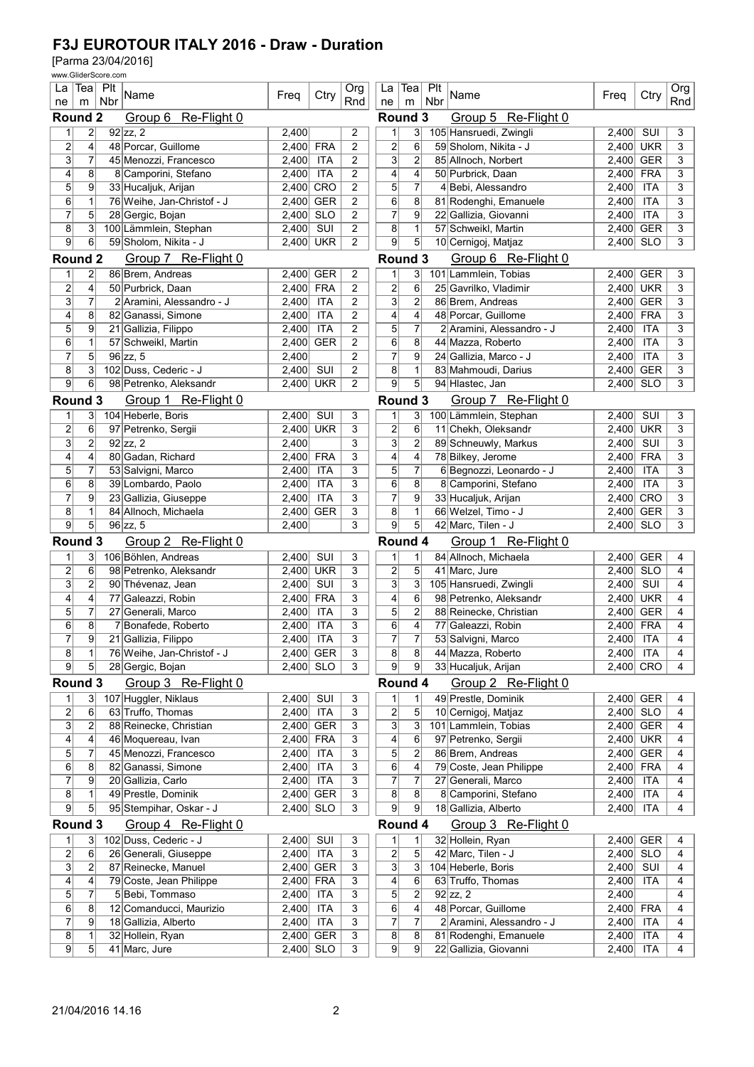# F3J EUROTOUR ITALY 2016 - Draw - Duration

[Parma 23/04/2016]

www.GliderScore.com

**Round 2** Group 6 Re-Flight 0

| Lane | Team | Plt Nbr | Name | Freq | Ctry | Org Rnd |
|---|---|---|---|---|---|---|
| 1 | 2 | 92 | zz, 2 | 2,400 | | 2 |
| 2 | 4 | 48 | Porcar, Guillome | 2,400 | FRA | 2 |
| 3 | 7 | 45 | Menozzi, Francesco | 2,400 | ITA | 2 |
| 4 | 8 | 8 | Camporini, Stefano | 2,400 | ITA | 2 |
| 5 | 9 | 33 | Hucaljuk, Arijan | 2,400 | CRO | 2 |
| 6 | 1 | 76 | Weihe, Jan-Christof - J | 2,400 | GER | 2 |
| 7 | 5 | 28 | Gergic, Bojan | 2,400 | SLO | 2 |
| 8 | 3 | 100 | Lämmlein, Stephan | 2,400 | SUI | 2 |
| 9 | 6 | 59 | Sholom, Nikita - J | 2,400 | UKR | 2 |

**Round 2** Group 7 Re-Flight 0

| Lane | Team | Plt Nbr | Name | Freq | Ctry | Org Rnd |
|---|---|---|---|---|---|---|
| 1 | 2 | 86 | Brem, Andreas | 2,400 | GER | 2 |
| 2 | 4 | 50 | Purbrick, Daan | 2,400 | FRA | 2 |
| 3 | 7 | 2 | Aramini, Alessandro - J | 2,400 | ITA | 2 |
| 4 | 8 | 82 | Ganassi, Simone | 2,400 | ITA | 2 |
| 5 | 9 | 21 | Gallizia, Filippo | 2,400 | ITA | 2 |
| 6 | 1 | 57 | Schweikl, Martin | 2,400 | GER | 2 |
| 7 | 5 | 96 | zz, 5 | 2,400 | | 2 |
| 8 | 3 | 102 | Duss, Cederic - J | 2,400 | SUI | 2 |
| 9 | 6 | 98 | Petrenko, Aleksandr | 2,400 | UKR | 2 |

**Round 3** Group 1 Re-Flight 0

| Lane | Team | Plt Nbr | Name | Freq | Ctry | Org Rnd |
|---|---|---|---|---|---|---|
| 1 | 3 | 104 | Heberle, Boris | 2,400 | SUI | 3 |
| 2 | 6 | 97 | Petrenko, Sergii | 2,400 | UKR | 3 |
| 3 | 2 | 92 | zz, 2 | 2,400 | | 3 |
| 4 | 4 | 80 | Gadan, Richard | 2,400 | FRA | 3 |
| 5 | 7 | 53 | Salvigni, Marco | 2,400 | ITA | 3 |
| 6 | 8 | 39 | Lombardo, Paolo | 2,400 | ITA | 3 |
| 7 | 9 | 23 | Gallizia, Giuseppe | 2,400 | ITA | 3 |
| 8 | 1 | 84 | Allnoch, Michaela | 2,400 | GER | 3 |
| 9 | 5 | 96 | zz, 5 | 2,400 | | 3 |

**Round 3** Group 2 Re-Flight 0

| Lane | Team | Plt Nbr | Name | Freq | Ctry | Org Rnd |
|---|---|---|---|---|---|---|
| 1 | 3 | 106 | Böhlen, Andreas | 2,400 | SUI | 3 |
| 2 | 6 | 98 | Petrenko, Aleksandr | 2,400 | UKR | 3 |
| 3 | 2 | 90 | Thévenaz, Jean | 2,400 | SUI | 3 |
| 4 | 4 | 77 | Galeazzi, Robin | 2,400 | FRA | 3 |
| 5 | 7 | 27 | Generali, Marco | 2,400 | ITA | 3 |
| 6 | 8 | 7 | Bonafede, Roberto | 2,400 | ITA | 3 |
| 7 | 9 | 21 | Gallizia, Filippo | 2,400 | ITA | 3 |
| 8 | 1 | 76 | Weihe, Jan-Christof - J | 2,400 | GER | 3 |
| 9 | 5 | 28 | Gergic, Bojan | 2,400 | SLO | 3 |

**Round 3** Group 3 Re-Flight 0

| Lane | Team | Plt Nbr | Name | Freq | Ctry | Org Rnd |
|---|---|---|---|---|---|---|
| 1 | 3 | 107 | Huggler, Niklaus | 2,400 | SUI | 3 |
| 2 | 6 | 63 | Truffo, Thomas | 2,400 | ITA | 3 |
| 3 | 2 | 88 | Reinecke, Christian | 2,400 | GER | 3 |
| 4 | 4 | 46 | Moquereau, Ivan | 2,400 | FRA | 3 |
| 5 | 7 | 45 | Menozzi, Francesco | 2,400 | ITA | 3 |
| 6 | 8 | 82 | Ganassi, Simone | 2,400 | ITA | 3 |
| 7 | 9 | 20 | Gallizia, Carlo | 2,400 | ITA | 3 |
| 8 | 1 | 49 | Prestle, Dominik | 2,400 | GER | 3 |
| 9 | 5 | 95 | Stempihar, Oskar - J | 2,400 | SLO | 3 |

**Round 3** Group 4 Re-Flight 0

| Lane | Team | Plt Nbr | Name | Freq | Ctry | Org Rnd |
|---|---|---|---|---|---|---|
| 1 | 3 | 102 | Duss, Cederic - J | 2,400 | SUI | 3 |
| 2 | 6 | 26 | Generali, Giuseppe | 2,400 | ITA | 3 |
| 3 | 2 | 87 | Reinecke, Manuel | 2,400 | GER | 3 |
| 4 | 4 | 79 | Coste, Jean Philippe | 2,400 | FRA | 3 |
| 5 | 7 | 5 | Bebi, Tommaso | 2,400 | ITA | 3 |
| 6 | 8 | 12 | Comanducci, Maurizio | 2,400 | ITA | 3 |
| 7 | 9 | 18 | Gallizia, Alberto | 2,400 | ITA | 3 |
| 8 | 1 | 32 | Hollein, Ryan | 2,400 | GER | 3 |
| 9 | 5 | 41 | Marc, Jure | 2,400 | SLO | 3 |

**Round 3** Group 5 Re-Flight 0

| Lane | Team | Plt Nbr | Name | Freq | Ctry | Org Rnd |
|---|---|---|---|---|---|---|
| 1 | 3 | 105 | Hansruedi, Zwingli | 2,400 | SUI | 3 |
| 2 | 6 | 59 | Sholom, Nikita - J | 2,400 | UKR | 3 |
| 3 | 2 | 85 | Allnoch, Norbert | 2,400 | GER | 3 |
| 4 | 4 | 50 | Purbrick, Daan | 2,400 | FRA | 3 |
| 5 | 7 | 4 | Bebi, Alessandro | 2,400 | ITA | 3 |
| 6 | 8 | 81 | Rodenghi, Emanuele | 2,400 | ITA | 3 |
| 7 | 9 | 22 | Gallizia, Giovanni | 2,400 | ITA | 3 |
| 8 | 1 | 57 | Schweikl, Martin | 2,400 | GER | 3 |
| 9 | 5 | 10 | Cernigoj, Matjaz | 2,400 | SLO | 3 |

**Round 3** Group 6 Re-Flight 0

| Lane | Team | Plt Nbr | Name | Freq | Ctry | Org Rnd |
|---|---|---|---|---|---|---|
| 1 | 3 | 101 | Lammlein, Tobias | 2,400 | GER | 3 |
| 2 | 6 | 25 | Gavrilko, Vladimir | 2,400 | UKR | 3 |
| 3 | 2 | 86 | Brem, Andreas | 2,400 | GER | 3 |
| 4 | 4 | 48 | Porcar, Guillome | 2,400 | FRA | 3 |
| 5 | 7 | 2 | Aramini, Alessandro - J | 2,400 | ITA | 3 |
| 6 | 8 | 44 | Mazza, Roberto | 2,400 | ITA | 3 |
| 7 | 9 | 24 | Gallizia, Marco - J | 2,400 | ITA | 3 |
| 8 | 1 | 83 | Mahmoudi, Darius | 2,400 | GER | 3 |
| 9 | 5 | 94 | Hlastec, Jan | 2,400 | SLO | 3 |

**Round 3** Group 7 Re-Flight 0

| Lane | Team | Plt Nbr | Name | Freq | Ctry | Org Rnd |
|---|---|---|---|---|---|---|
| 1 | 3 | 100 | Lämmlein, Stephan | 2,400 | SUI | 3 |
| 2 | 6 | 11 | Chekh, Oleksandr | 2,400 | UKR | 3 |
| 3 | 2 | 89 | Schneuwly, Markus | 2,400 | SUI | 3 |
| 4 | 4 | 78 | Bilkey, Jerome | 2,400 | FRA | 3 |
| 5 | 7 | 6 | Begnozzi, Leonardo - J | 2,400 | ITA | 3 |
| 6 | 8 | 8 | Camporini, Stefano | 2,400 | ITA | 3 |
| 7 | 9 | 33 | Hucaljuk, Arijan | 2,400 | CRO | 3 |
| 8 | 1 | 66 | Welzel, Timo - J | 2,400 | GER | 3 |
| 9 | 5 | 42 | Marc, Tilen - J | 2,400 | SLO | 3 |

**Round 4** Group 1 Re-Flight 0

| Lane | Team | Plt Nbr | Name | Freq | Ctry | Org Rnd |
|---|---|---|---|---|---|---|
| 1 | 1 | 84 | Allnoch, Michaela | 2,400 | GER | 4 |
| 2 | 5 | 41 | Marc, Jure | 2,400 | SLO | 4 |
| 3 | 3 | 105 | Hansruedi, Zwingli | 2,400 | SUI | 4 |
| 4 | 6 | 98 | Petrenko, Aleksandr | 2,400 | UKR | 4 |
| 5 | 2 | 88 | Reinecke, Christian | 2,400 | GER | 4 |
| 6 | 4 | 77 | Galeazzi, Robin | 2,400 | FRA | 4 |
| 7 | 7 | 53 | Salvigni, Marco | 2,400 | ITA | 4 |
| 8 | 8 | 44 | Mazza, Roberto | 2,400 | ITA | 4 |
| 9 | 9 | 33 | Hucaljuk, Arijan | 2,400 | CRO | 4 |

**Round 4** Group 2 Re-Flight 0

| Lane | Team | Plt Nbr | Name | Freq | Ctry | Org Rnd |
|---|---|---|---|---|---|---|
| 1 | 1 | 49 | Prestle, Dominik | 2,400 | GER | 4 |
| 2 | 5 | 10 | Cernigoj, Matjaz | 2,400 | SLO | 4 |
| 3 | 3 | 101 | Lammlein, Tobias | 2,400 | GER | 4 |
| 4 | 6 | 97 | Petrenko, Sergii | 2,400 | UKR | 4 |
| 5 | 2 | 86 | Brem, Andreas | 2,400 | GER | 4 |
| 6 | 4 | 79 | Coste, Jean Philippe | 2,400 | FRA | 4 |
| 7 | 7 | 27 | Generali, Marco | 2,400 | ITA | 4 |
| 8 | 8 | 8 | Camporini, Stefano | 2,400 | ITA | 4 |
| 9 | 9 | 18 | Gallizia, Alberto | 2,400 | ITA | 4 |

**Round 4** Group 3 Re-Flight 0

| Lane | Team | Plt Nbr | Name | Freq | Ctry | Org Rnd |
|---|---|---|---|---|---|---|
| 1 | 1 | 32 | Hollein, Ryan | 2,400 | GER | 4 |
| 2 | 5 | 42 | Marc, Tilen - J | 2,400 | SLO | 4 |
| 3 | 3 | 104 | Heberle, Boris | 2,400 | SUI | 4 |
| 4 | 6 | 63 | Truffo, Thomas | 2,400 | ITA | 4 |
| 5 | 2 | 92 | zz, 2 | 2,400 | | 4 |
| 6 | 4 | 48 | Porcar, Guillome | 2,400 | FRA | 4 |
| 7 | 7 | 2 | Aramini, Alessandro - J | 2,400 | ITA | 4 |
| 8 | 8 | 81 | Rodenghi, Emanuele | 2,400 | ITA | 4 |
| 9 | 9 | 22 | Gallizia, Giovanni | 2,400 | ITA | 4 |

21/04/2016 14.16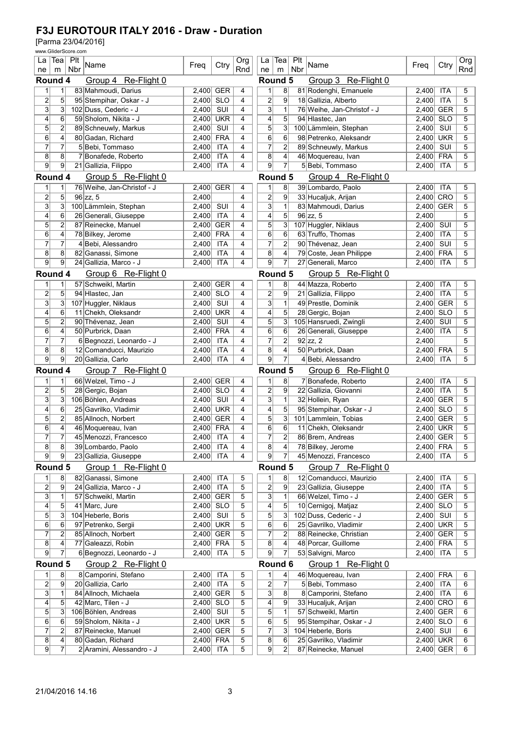# F3J EUROTOUR ITALY 2016 - Draw - Duration

[Parma 23/04/2016]

www.GliderScore.com

**Round 4** Group 4 Re-Flight 0

| Lane | Team | Plt Nbr | Name | Freq | Ctry | Org Rnd |
|---|---|---|---|---|---|---|
| 1 | 1 | 83 | Mahmoudi, Darius | 2,400 | GER | 4 |
| 2 | 5 | 95 | Stempihar, Oskar - J | 2,400 | SLO | 4 |
| 3 | 3 | 102 | Duss, Cederic - J | 2,400 | SUI | 4 |
| 4 | 6 | 59 | Sholom, Nikita - J | 2,400 | UKR | 4 |
| 5 | 2 | 89 | Schneuwly, Markus | 2,400 | SUI | 4 |
| 6 | 4 | 80 | Gadan, Richard | 2,400 | FRA | 4 |
| 7 | 7 | 5 | Bebi, Tommaso | 2,400 | ITA | 4 |
| 8 | 8 | 7 | Bonafede, Roberto | 2,400 | ITA | 4 |
| 9 | 9 | 21 | Gallizia, Filippo | 2,400 | ITA | 4 |

**Round 4** Group 5 Re-Flight 0

| Lane | Team | Plt Nbr | Name | Freq | Ctry | Org Rnd |
|---|---|---|---|---|---|---|
| 1 | 1 | 76 | Weihe, Jan-Christof - J | 2,400 | GER | 4 |
| 2 | 5 | 96 | zz, 5 | 2,400 | | 4 |
| 3 | 3 | 100 | Lämmlein, Stephan | 2,400 | SUI | 4 |
| 4 | 6 | 26 | Generali, Giuseppe | 2,400 | ITA | 4 |
| 5 | 2 | 87 | Reinecke, Manuel | 2,400 | GER | 4 |
| 6 | 4 | 78 | Bilkey, Jerome | 2,400 | FRA | 4 |
| 7 | 7 | 4 | Bebi, Alessandro | 2,400 | ITA | 4 |
| 8 | 8 | 82 | Ganassi, Simone | 2,400 | ITA | 4 |
| 9 | 9 | 24 | Gallizia, Marco - J | 2,400 | ITA | 4 |

**Round 4** Group 6 Re-Flight 0

| Lane | Team | Plt Nbr | Name | Freq | Ctry | Org Rnd |
|---|---|---|---|---|---|---|
| 1 | 1 | 57 | Schweikl, Martin | 2,400 | GER | 4 |
| 2 | 5 | 94 | Hlastec, Jan | 2,400 | SLO | 4 |
| 3 | 3 | 107 | Huggler, Niklaus | 2,400 | SUI | 4 |
| 4 | 6 | 11 | Chekh, Oleksandr | 2,400 | UKR | 4 |
| 5 | 2 | 90 | Thévenaz, Jean | 2,400 | SUI | 4 |
| 6 | 4 | 50 | Purbrick, Daan | 2,400 | FRA | 4 |
| 7 | 7 | 6 | Begnozzi, Leonardo - J | 2,400 | ITA | 4 |
| 8 | 8 | 12 | Comanducci, Maurizio | 2,400 | ITA | 4 |
| 9 | 9 | 20 | Gallizia, Carlo | 2,400 | ITA | 4 |

**Round 4** Group 7 Re-Flight 0

| Lane | Team | Plt Nbr | Name | Freq | Ctry | Org Rnd |
|---|---|---|---|---|---|---|
| 1 | 1 | 66 | Welzel, Timo - J | 2,400 | GER | 4 |
| 2 | 5 | 28 | Gergic, Bojan | 2,400 | SLO | 4 |
| 3 | 3 | 106 | Böhlen, Andreas | 2,400 | SUI | 4 |
| 4 | 6 | 25 | Gavrilko, Vladimir | 2,400 | UKR | 4 |
| 5 | 2 | 85 | Allnoch, Norbert | 2,400 | GER | 4 |
| 6 | 4 | 46 | Moquereau, Ivan | 2,400 | FRA | 4 |
| 7 | 7 | 45 | Menozzi, Francesco | 2,400 | ITA | 4 |
| 8 | 8 | 39 | Lombardo, Paolo | 2,400 | ITA | 4 |
| 9 | 9 | 23 | Gallizia, Giuseppe | 2,400 | ITA | 4 |

**Round 5** Group 1 Re-Flight 0

| Lane | Team | Plt Nbr | Name | Freq | Ctry | Org Rnd |
|---|---|---|---|---|---|---|
| 1 | 8 | 82 | Ganassi, Simone | 2,400 | ITA | 5 |
| 2 | 9 | 24 | Gallizia, Marco - J | 2,400 | ITA | 5 |
| 3 | 1 | 57 | Schweikl, Martin | 2,400 | GER | 5 |
| 4 | 5 | 41 | Marc, Jure | 2,400 | SLO | 5 |
| 5 | 3 | 104 | Heberle, Boris | 2,400 | SUI | 5 |
| 6 | 6 | 97 | Petrenko, Sergii | 2,400 | UKR | 5 |
| 7 | 2 | 85 | Allnoch, Norbert | 2,400 | GER | 5 |
| 8 | 4 | 77 | Galeazzi, Robin | 2,400 | FRA | 5 |
| 9 | 7 | 6 | Begnozzi, Leonardo - J | 2,400 | ITA | 5 |

**Round 5** Group 2 Re-Flight 0

| Lane | Team | Plt Nbr | Name | Freq | Ctry | Org Rnd |
|---|---|---|---|---|---|---|
| 1 | 8 | 8 | Camporini, Stefano | 2,400 | ITA | 5 |
| 2 | 9 | 20 | Gallizia, Carlo | 2,400 | ITA | 5 |
| 3 | 1 | 84 | Allnoch, Michaela | 2,400 | GER | 5 |
| 4 | 5 | 42 | Marc, Tilen - J | 2,400 | SLO | 5 |
| 5 | 3 | 106 | Böhlen, Andreas | 2,400 | SUI | 5 |
| 6 | 6 | 59 | Sholom, Nikita - J | 2,400 | UKR | 5 |
| 7 | 2 | 87 | Reinecke, Manuel | 2,400 | GER | 5 |
| 8 | 4 | 80 | Gadan, Richard | 2,400 | FRA | 5 |
| 9 | 7 | 2 | Aramini, Alessandro - J | 2,400 | ITA | 5 |

**Round 5** Group 3 Re-Flight 0

| Lane | Team | Plt Nbr | Name | Freq | Ctry | Org Rnd |
|---|---|---|---|---|---|---|
| 1 | 8 | 81 | Rodenghi, Emanuele | 2,400 | ITA | 5 |
| 2 | 9 | 18 | Gallizia, Alberto | 2,400 | ITA | 5 |
| 3 | 1 | 76 | Weihe, Jan-Christof - J | 2,400 | GER | 5 |
| 4 | 5 | 94 | Hlastec, Jan | 2,400 | SLO | 5 |
| 5 | 3 | 100 | Lämmlein, Stephan | 2,400 | SUI | 5 |
| 6 | 6 | 98 | Petrenko, Aleksandr | 2,400 | UKR | 5 |
| 7 | 2 | 89 | Schneuwly, Markus | 2,400 | SUI | 5 |
| 8 | 4 | 46 | Moquereau, Ivan | 2,400 | FRA | 5 |
| 9 | 7 | 5 | Bebi, Tommaso | 2,400 | ITA | 5 |

**Round 5** Group 4 Re-Flight 0

| Lane | Team | Plt Nbr | Name | Freq | Ctry | Org Rnd |
|---|---|---|---|---|---|---|
| 1 | 8 | 39 | Lombardo, Paolo | 2,400 | ITA | 5 |
| 2 | 9 | 33 | Hucaljuk, Arijan | 2,400 | CRO | 5 |
| 3 | 1 | 83 | Mahmoudi, Darius | 2,400 | GER | 5 |
| 4 | 5 | 96 | zz, 5 | 2,400 | | 5 |
| 5 | 3 | 107 | Huggler, Niklaus | 2,400 | SUI | 5 |
| 6 | 6 | 63 | Truffo, Thomas | 2,400 | ITA | 5 |
| 7 | 2 | 90 | Thévenaz, Jean | 2,400 | SUI | 5 |
| 8 | 4 | 79 | Coste, Jean Philippe | 2,400 | FRA | 5 |
| 9 | 7 | 27 | Generali, Marco | 2,400 | ITA | 5 |

**Round 5** Group 5 Re-Flight 0

| Lane | Team | Plt Nbr | Name | Freq | Ctry | Org Rnd |
|---|---|---|---|---|---|---|
| 1 | 8 | 44 | Mazza, Roberto | 2,400 | ITA | 5 |
| 2 | 9 | 21 | Gallizia, Filippo | 2,400 | ITA | 5 |
| 3 | 1 | 49 | Prestle, Dominik | 2,400 | GER | 5 |
| 4 | 5 | 28 | Gergic, Bojan | 2,400 | SLO | 5 |
| 5 | 3 | 105 | Hansruedi, Zwingli | 2,400 | SUI | 5 |
| 6 | 6 | 26 | Generali, Giuseppe | 2,400 | ITA | 5 |
| 7 | 2 | 92 | zz, 2 | 2,400 | | 5 |
| 8 | 4 | 50 | Purbrick, Daan | 2,400 | FRA | 5 |
| 9 | 7 | 4 | Bebi, Alessandro | 2,400 | ITA | 5 |

**Round 5** Group 6 Re-Flight 0

| Lane | Team | Plt Nbr | Name | Freq | Ctry | Org Rnd |
|---|---|---|---|---|---|---|
| 1 | 8 | 7 | Bonafede, Roberto | 2,400 | ITA | 5 |
| 2 | 9 | 22 | Gallizia, Giovanni | 2,400 | ITA | 5 |
| 3 | 1 | 32 | Hollein, Ryan | 2,400 | GER | 5 |
| 4 | 5 | 95 | Stempihar, Oskar - J | 2,400 | SLO | 5 |
| 5 | 3 | 101 | Lammlein, Tobias | 2,400 | GER | 5 |
| 6 | 6 | 11 | Chekh, Oleksandr | 2,400 | UKR | 5 |
| 7 | 2 | 86 | Brem, Andreas | 2,400 | GER | 5 |
| 8 | 4 | 78 | Bilkey, Jerome | 2,400 | FRA | 5 |
| 9 | 7 | 45 | Menozzi, Francesco | 2,400 | ITA | 5 |

**Round 5** Group 7 Re-Flight 0

| Lane | Team | Plt Nbr | Name | Freq | Ctry | Org Rnd |
|---|---|---|---|---|---|---|
| 1 | 8 | 12 | Comanducci, Maurizio | 2,400 | ITA | 5 |
| 2 | 9 | 23 | Gallizia, Giuseppe | 2,400 | ITA | 5 |
| 3 | 1 | 66 | Welzel, Timo - J | 2,400 | GER | 5 |
| 4 | 5 | 10 | Cernigoj, Matjaz | 2,400 | SLO | 5 |
| 5 | 3 | 102 | Duss, Cederic - J | 2,400 | SUI | 5 |
| 6 | 6 | 25 | Gavrilko, Vladimir | 2,400 | UKR | 5 |
| 7 | 2 | 88 | Reinecke, Christian | 2,400 | GER | 5 |
| 8 | 4 | 48 | Porcar, Guillome | 2,400 | FRA | 5 |
| 9 | 7 | 53 | Salvigni, Marco | 2,400 | ITA | 5 |

**Round 6** Group 1 Re-Flight 0

| Lane | Team | Plt Nbr | Name | Freq | Ctry | Org Rnd |
|---|---|---|---|---|---|---|
| 1 | 4 | 46 | Moquereau, Ivan | 2,400 | FRA | 6 |
| 2 | 7 | 5 | Bebi, Tommaso | 2,400 | ITA | 6 |
| 3 | 8 | 8 | Camporini, Stefano | 2,400 | ITA | 6 |
| 4 | 9 | 33 | Hucaljuk, Arijan | 2,400 | CRO | 6 |
| 5 | 1 | 57 | Schweikl, Martin | 2,400 | GER | 6 |
| 6 | 5 | 95 | Stempihar, Oskar - J | 2,400 | SLO | 6 |
| 7 | 3 | 104 | Heberle, Boris | 2,400 | SUI | 6 |
| 8 | 6 | 25 | Gavrilko, Vladimir | 2,400 | UKR | 6 |
| 9 | 2 | 87 | Reinecke, Manuel | 2,400 | GER | 6 |

21/04/2016 14.16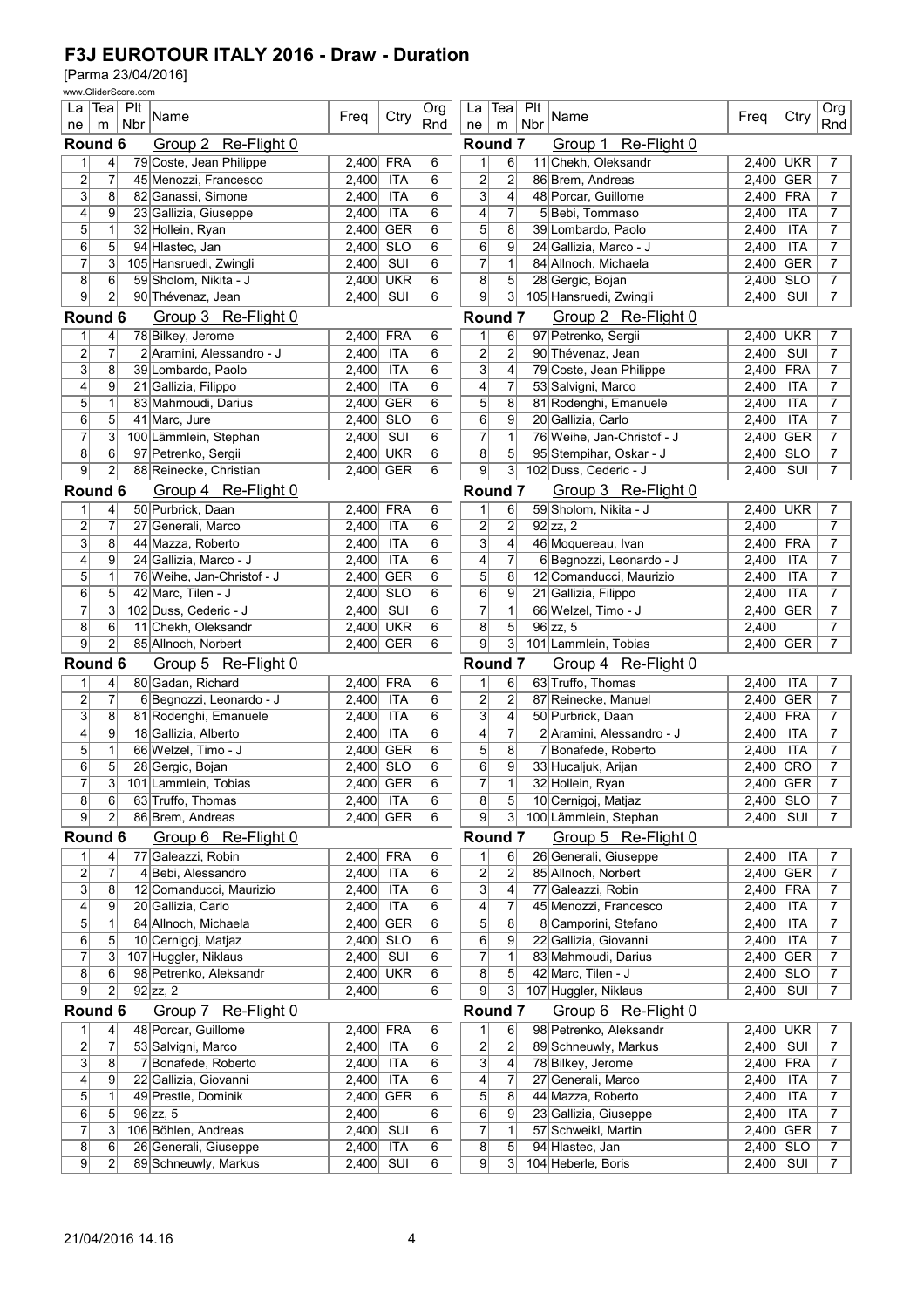# F3J EUROTOUR ITALY 2016 - Draw - Duration

[Parma 23/04/2016]

www.GliderScore.com

### Round 6 — Group 2 Re-Flight 0

| Lane | Team | Plt Nbr | Name | Freq | Ctry | Org Rnd |
|---|---|---|---|---|---|---|
| 1 | 4 | 79 | Coste, Jean Philippe | 2,400 | FRA | 6 |
| 2 | 7 | 45 | Menozzi, Francesco | 2,400 | ITA | 6 |
| 3 | 8 | 82 | Ganassi, Simone | 2,400 | ITA | 6 |
| 4 | 9 | 23 | Gallizia, Giuseppe | 2,400 | ITA | 6 |
| 5 | 1 | 32 | Hollein, Ryan | 2,400 | GER | 6 |
| 6 | 5 | 94 | Hlastec, Jan | 2,400 | SLO | 6 |
| 7 | 3 | 105 | Hansruedi, Zwingli | 2,400 | SUI | 6 |
| 8 | 6 | 59 | Sholom, Nikita - J | 2,400 | UKR | 6 |
| 9 | 2 | 90 | Thévenaz, Jean | 2,400 | SUI | 6 |

### Round 6 — Group 3 Re-Flight 0

| Lane | Team | Plt Nbr | Name | Freq | Ctry | Org Rnd |
|---|---|---|---|---|---|---|
| 1 | 4 | 78 | Bilkey, Jerome | 2,400 | FRA | 6 |
| 2 | 7 | 2 | Aramini, Alessandro - J | 2,400 | ITA | 6 |
| 3 | 8 | 39 | Lombardo, Paolo | 2,400 | ITA | 6 |
| 4 | 9 | 21 | Gallizia, Filippo | 2,400 | ITA | 6 |
| 5 | 1 | 83 | Mahmoudi, Darius | 2,400 | GER | 6 |
| 6 | 5 | 41 | Marc, Jure | 2,400 | SLO | 6 |
| 7 | 3 | 100 | Lämmlein, Stephan | 2,400 | SUI | 6 |
| 8 | 6 | 97 | Petrenko, Sergii | 2,400 | UKR | 6 |
| 9 | 2 | 88 | Reinecke, Christian | 2,400 | GER | 6 |

### Round 6 — Group 4 Re-Flight 0

| Lane | Team | Plt Nbr | Name | Freq | Ctry | Org Rnd |
|---|---|---|---|---|---|---|
| 1 | 4 | 50 | Purbrick, Daan | 2,400 | FRA | 6 |
| 2 | 7 | 27 | Generali, Marco | 2,400 | ITA | 6 |
| 3 | 8 | 44 | Mazza, Roberto | 2,400 | ITA | 6 |
| 4 | 9 | 24 | Gallizia, Marco - J | 2,400 | ITA | 6 |
| 5 | 1 | 76 | Weihe, Jan-Christof - J | 2,400 | GER | 6 |
| 6 | 5 | 42 | Marc, Tilen - J | 2,400 | SLO | 6 |
| 7 | 3 | 102 | Duss, Cederic - J | 2,400 | SUI | 6 |
| 8 | 6 | 11 | Chekh, Oleksandr | 2,400 | UKR | 6 |
| 9 | 2 | 85 | Allnoch, Norbert | 2,400 | GER | 6 |

### Round 6 — Group 5 Re-Flight 0

| Lane | Team | Plt Nbr | Name | Freq | Ctry | Org Rnd |
|---|---|---|---|---|---|---|
| 1 | 4 | 80 | Gadan, Richard | 2,400 | FRA | 6 |
| 2 | 7 | 6 | Begnozzi, Leonardo - J | 2,400 | ITA | 6 |
| 3 | 8 | 81 | Rodenghi, Emanuele | 2,400 | ITA | 6 |
| 4 | 9 | 18 | Gallizia, Alberto | 2,400 | ITA | 6 |
| 5 | 1 | 66 | Welzel, Timo - J | 2,400 | GER | 6 |
| 6 | 5 | 28 | Gergic, Bojan | 2,400 | SLO | 6 |
| 7 | 3 | 101 | Lammlein, Tobias | 2,400 | GER | 6 |
| 8 | 6 | 63 | Truffo, Thomas | 2,400 | ITA | 6 |
| 9 | 2 | 86 | Brem, Andreas | 2,400 | GER | 6 |

### Round 6 — Group 6 Re-Flight 0

| Lane | Team | Plt Nbr | Name | Freq | Ctry | Org Rnd |
|---|---|---|---|---|---|---|
| 1 | 4 | 77 | Galeazzi, Robin | 2,400 | FRA | 6 |
| 2 | 7 | 4 | Bebi, Alessandro | 2,400 | ITA | 6 |
| 3 | 8 | 12 | Comanducci, Maurizio | 2,400 | ITA | 6 |
| 4 | 9 | 20 | Gallizia, Carlo | 2,400 | ITA | 6 |
| 5 | 1 | 84 | Allnoch, Michaela | 2,400 | GER | 6 |
| 6 | 5 | 10 | Cernigoj, Matjaz | 2,400 | SLO | 6 |
| 7 | 3 | 107 | Huggler, Niklaus | 2,400 | SUI | 6 |
| 8 | 6 | 98 | Petrenko, Aleksandr | 2,400 | UKR | 6 |
| 9 | 2 | 92 | zz, 2 | 2,400 | | 6 |

### Round 6 — Group 7 Re-Flight 0

| Lane | Team | Plt Nbr | Name | Freq | Ctry | Org Rnd |
|---|---|---|---|---|---|---|
| 1 | 4 | 48 | Porcar, Guillome | 2,400 | FRA | 6 |
| 2 | 7 | 53 | Salvigni, Marco | 2,400 | ITA | 6 |
| 3 | 8 | 7 | Bonafede, Roberto | 2,400 | ITA | 6 |
| 4 | 9 | 22 | Gallizia, Giovanni | 2,400 | ITA | 6 |
| 5 | 1 | 49 | Prestle, Dominik | 2,400 | GER | 6 |
| 6 | 5 | 96 | zz, 5 | 2,400 | | 6 |
| 7 | 3 | 106 | Böhlen, Andreas | 2,400 | SUI | 6 |
| 8 | 6 | 26 | Generali, Giuseppe | 2,400 | ITA | 6 |
| 9 | 2 | 89 | Schneuwly, Markus | 2,400 | SUI | 6 |

### Round 7 — Group 1 Re-Flight 0

| Lane | Team | Plt Nbr | Name | Freq | Ctry | Org Rnd |
|---|---|---|---|---|---|---|
| 1 | 6 | 11 | Chekh, Oleksandr | 2,400 | UKR | 7 |
| 2 | 2 | 86 | Brem, Andreas | 2,400 | GER | 7 |
| 3 | 4 | 48 | Porcar, Guillome | 2,400 | FRA | 7 |
| 4 | 7 | 5 | Bebi, Tommaso | 2,400 | ITA | 7 |
| 5 | 8 | 39 | Lombardo, Paolo | 2,400 | ITA | 7 |
| 6 | 9 | 24 | Gallizia, Marco - J | 2,400 | ITA | 7 |
| 7 | 1 | 84 | Allnoch, Michaela | 2,400 | GER | 7 |
| 8 | 5 | 28 | Gergic, Bojan | 2,400 | SLO | 7 |
| 9 | 3 | 105 | Hansruedi, Zwingli | 2,400 | SUI | 7 |

### Round 7 — Group 2 Re-Flight 0

| Lane | Team | Plt Nbr | Name | Freq | Ctry | Org Rnd |
|---|---|---|---|---|---|---|
| 1 | 6 | 97 | Petrenko, Sergii | 2,400 | UKR | 7 |
| 2 | 2 | 90 | Thévenaz, Jean | 2,400 | SUI | 7 |
| 3 | 4 | 79 | Coste, Jean Philippe | 2,400 | FRA | 7 |
| 4 | 7 | 53 | Salvigni, Marco | 2,400 | ITA | 7 |
| 5 | 8 | 81 | Rodenghi, Emanuele | 2,400 | ITA | 7 |
| 6 | 9 | 20 | Gallizia, Carlo | 2,400 | ITA | 7 |
| 7 | 1 | 76 | Weihe, Jan-Christof - J | 2,400 | GER | 7 |
| 8 | 5 | 95 | Stempihar, Oskar - J | 2,400 | SLO | 7 |
| 9 | 3 | 102 | Duss, Cederic - J | 2,400 | SUI | 7 |

### Round 7 — Group 3 Re-Flight 0

| Lane | Team | Plt Nbr | Name | Freq | Ctry | Org Rnd |
|---|---|---|---|---|---|---|
| 1 | 6 | 59 | Sholom, Nikita - J | 2,400 | UKR | 7 |
| 2 | 2 | 92 | zz, 2 | 2,400 | | 7 |
| 3 | 4 | 46 | Moquereau, Ivan | 2,400 | FRA | 7 |
| 4 | 7 | 6 | Begnozzi, Leonardo - J | 2,400 | ITA | 7 |
| 5 | 8 | 12 | Comanducci, Maurizio | 2,400 | ITA | 7 |
| 6 | 9 | 21 | Gallizia, Filippo | 2,400 | ITA | 7 |
| 7 | 1 | 66 | Welzel, Timo - J | 2,400 | GER | 7 |
| 8 | 5 | 96 | zz, 5 | 2,400 | | 7 |
| 9 | 3 | 101 | Lammlein, Tobias | 2,400 | GER | 7 |

### Round 7 — Group 4 Re-Flight 0

| Lane | Team | Plt Nbr | Name | Freq | Ctry | Org Rnd |
|---|---|---|---|---|---|---|
| 1 | 6 | 63 | Truffo, Thomas | 2,400 | ITA | 7 |
| 2 | 2 | 87 | Reinecke, Manuel | 2,400 | GER | 7 |
| 3 | 4 | 50 | Purbrick, Daan | 2,400 | FRA | 7 |
| 4 | 7 | 2 | Aramini, Alessandro - J | 2,400 | ITA | 7 |
| 5 | 8 | 7 | Bonafede, Roberto | 2,400 | ITA | 7 |
| 6 | 9 | 33 | Hucaljuk, Arijan | 2,400 | CRO | 7 |
| 7 | 1 | 32 | Hollein, Ryan | 2,400 | GER | 7 |
| 8 | 5 | 10 | Cernigoj, Matjaz | 2,400 | SLO | 7 |
| 9 | 3 | 100 | Lämmlein, Stephan | 2,400 | SUI | 7 |

### Round 7 — Group 5 Re-Flight 0

| Lane | Team | Plt Nbr | Name | Freq | Ctry | Org Rnd |
|---|---|---|---|---|---|---|
| 1 | 6 | 26 | Generali, Giuseppe | 2,400 | ITA | 7 |
| 2 | 2 | 85 | Allnoch, Norbert | 2,400 | GER | 7 |
| 3 | 4 | 77 | Galeazzi, Robin | 2,400 | FRA | 7 |
| 4 | 7 | 45 | Menozzi, Francesco | 2,400 | ITA | 7 |
| 5 | 8 | 8 | Camporini, Stefano | 2,400 | ITA | 7 |
| 6 | 9 | 22 | Gallizia, Giovanni | 2,400 | ITA | 7 |
| 7 | 1 | 83 | Mahmoudi, Darius | 2,400 | GER | 7 |
| 8 | 5 | 42 | Marc, Tilen - J | 2,400 | SLO | 7 |
| 9 | 3 | 107 | Huggler, Niklaus | 2,400 | SUI | 7 |

### Round 7 — Group 6 Re-Flight 0

| Lane | Team | Plt Nbr | Name | Freq | Ctry | Org Rnd |
|---|---|---|---|---|---|---|
| 1 | 6 | 98 | Petrenko, Aleksandr | 2,400 | UKR | 7 |
| 2 | 2 | 89 | Schneuwly, Markus | 2,400 | SUI | 7 |
| 3 | 4 | 78 | Bilkey, Jerome | 2,400 | FRA | 7 |
| 4 | 7 | 27 | Generali, Marco | 2,400 | ITA | 7 |
| 5 | 8 | 44 | Mazza, Roberto | 2,400 | ITA | 7 |
| 6 | 9 | 23 | Gallizia, Giuseppe | 2,400 | ITA | 7 |
| 7 | 1 | 57 | Schweikl, Martin | 2,400 | GER | 7 |
| 8 | 5 | 94 | Hlastec, Jan | 2,400 | SLO | 7 |
| 9 | 3 | 104 | Heberle, Boris | 2,400 | SUI | 7 |

21/04/2016 14.16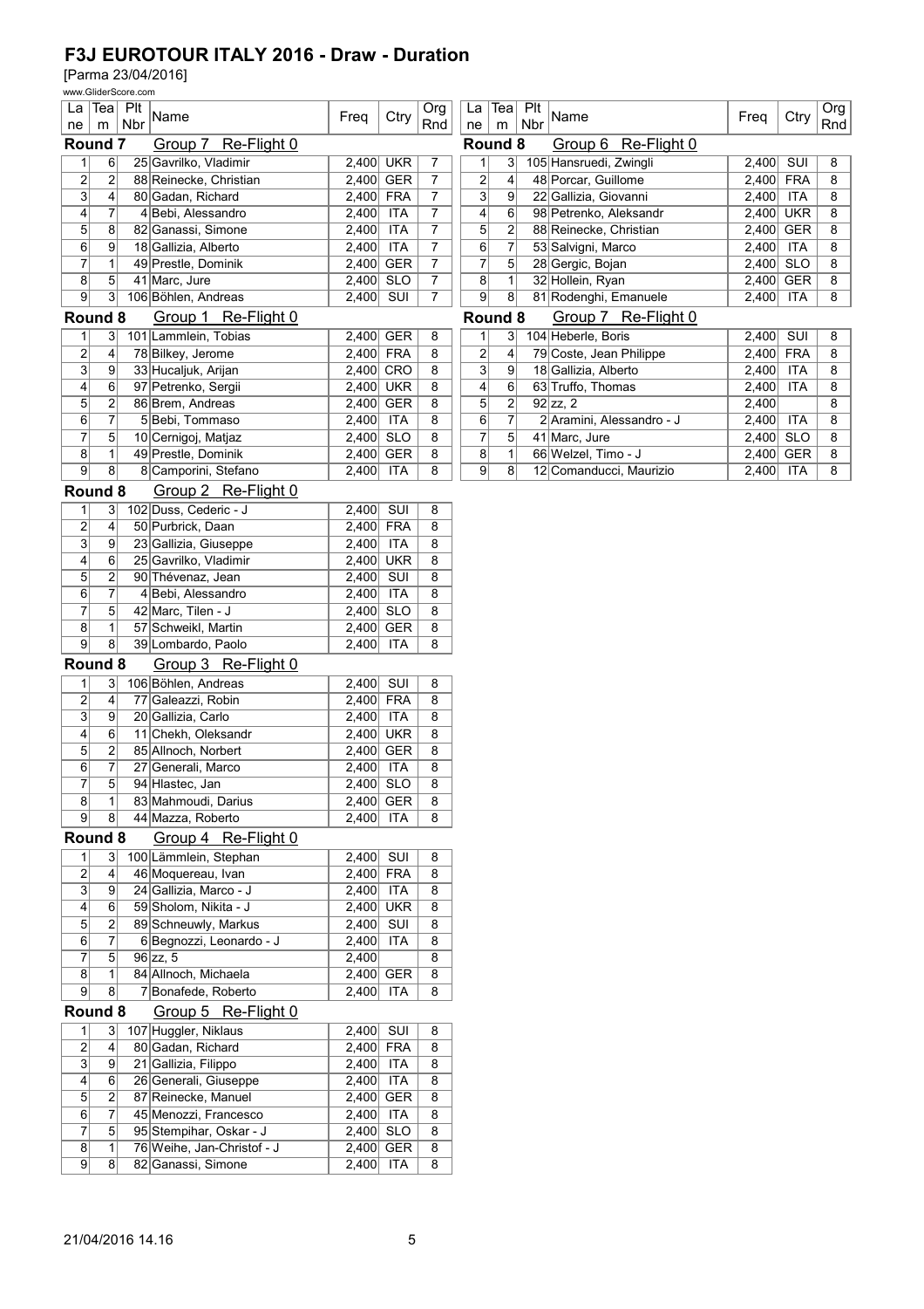# F3J EUROTOUR ITALY 2016 - Draw - Duration

[Parma 23/04/2016]

www.GliderScore.com

**Round 7** Group 7 Re-Flight 0

| Lane | Team | Plt Nbr | Name | Freq | Ctry | Org Rnd |
|---|---|---|---|---|---|---|
| 1 | 6 | 25 | Gavrilko, Vladimir | 2,400 | UKR | 7 |
| 2 | 2 | 88 | Reinecke, Christian | 2,400 | GER | 7 |
| 3 | 4 | 80 | Gadan, Richard | 2,400 | FRA | 7 |
| 4 | 7 | 4 | Bebi, Alessandro | 2,400 | ITA | 7 |
| 5 | 8 | 82 | Ganassi, Simone | 2,400 | ITA | 7 |
| 6 | 9 | 18 | Gallizia, Alberto | 2,400 | ITA | 7 |
| 7 | 1 | 49 | Prestle, Dominik | 2,400 | GER | 7 |
| 8 | 5 | 41 | Marc, Jure | 2,400 | SLO | 7 |
| 9 | 3 | 106 | Böhlen, Andreas | 2,400 | SUI | 7 |

**Round 8** Group 1 Re-Flight 0

| Lane | Team | Plt Nbr | Name | Freq | Ctry | Org Rnd |
|---|---|---|---|---|---|---|
| 1 | 3 | 101 | Lammlein, Tobias | 2,400 | GER | 8 |
| 2 | 4 | 78 | Bilkey, Jerome | 2,400 | FRA | 8 |
| 3 | 9 | 33 | Hucaljuk, Arijan | 2,400 | CRO | 8 |
| 4 | 6 | 97 | Petrenko, Sergii | 2,400 | UKR | 8 |
| 5 | 2 | 86 | Brem, Andreas | 2,400 | GER | 8 |
| 6 | 7 | 5 | Bebi, Tommaso | 2,400 | ITA | 8 |
| 7 | 5 | 10 | Cernigoj, Matjaz | 2,400 | SLO | 8 |
| 8 | 1 | 49 | Prestle, Dominik | 2,400 | GER | 8 |
| 9 | 8 | 8 | Camporini, Stefano | 2,400 | ITA | 8 |

**Round 8** Group 2 Re-Flight 0

| Lane | Team | Plt Nbr | Name | Freq | Ctry | Org Rnd |
|---|---|---|---|---|---|---|
| 1 | 3 | 102 | Duss, Cederic - J | 2,400 | SUI | 8 |
| 2 | 4 | 50 | Purbrick, Daan | 2,400 | FRA | 8 |
| 3 | 9 | 23 | Gallizia, Giuseppe | 2,400 | ITA | 8 |
| 4 | 6 | 25 | Gavrilko, Vladimir | 2,400 | UKR | 8 |
| 5 | 2 | 90 | Thévenaz, Jean | 2,400 | SUI | 8 |
| 6 | 7 | 4 | Bebi, Alessandro | 2,400 | ITA | 8 |
| 7 | 5 | 42 | Marc, Tilen - J | 2,400 | SLO | 8 |
| 8 | 1 | 57 | Schweikl, Martin | 2,400 | GER | 8 |
| 9 | 8 | 39 | Lombardo, Paolo | 2,400 | ITA | 8 |

**Round 8** Group 3 Re-Flight 0

| Lane | Team | Plt Nbr | Name | Freq | Ctry | Org Rnd |
|---|---|---|---|---|---|---|
| 1 | 3 | 106 | Böhlen, Andreas | 2,400 | SUI | 8 |
| 2 | 4 | 77 | Galeazzi, Robin | 2,400 | FRA | 8 |
| 3 | 9 | 20 | Gallizia, Carlo | 2,400 | ITA | 8 |
| 4 | 6 | 11 | Chekh, Oleksandr | 2,400 | UKR | 8 |
| 5 | 2 | 85 | Allnoch, Norbert | 2,400 | GER | 8 |
| 6 | 7 | 27 | Generali, Marco | 2,400 | ITA | 8 |
| 7 | 5 | 94 | Hlastec, Jan | 2,400 | SLO | 8 |
| 8 | 1 | 83 | Mahmoudi, Darius | 2,400 | GER | 8 |
| 9 | 8 | 44 | Mazza, Roberto | 2,400 | ITA | 8 |

**Round 8** Group 4 Re-Flight 0

| Lane | Team | Plt Nbr | Name | Freq | Ctry | Org Rnd |
|---|---|---|---|---|---|---|
| 1 | 3 | 100 | Lämmlein, Stephan | 2,400 | SUI | 8 |
| 2 | 4 | 46 | Moquereau, Ivan | 2,400 | FRA | 8 |
| 3 | 9 | 24 | Gallizia, Marco - J | 2,400 | ITA | 8 |
| 4 | 6 | 59 | Sholom, Nikita - J | 2,400 | UKR | 8 |
| 5 | 2 | 89 | Schneuwly, Markus | 2,400 | SUI | 8 |
| 6 | 7 | 6 | Begnozzi, Leonardo - J | 2,400 | ITA | 8 |
| 7 | 5 | 96 | zz, 5 | 2,400 | | 8 |
| 8 | 1 | 84 | Allnoch, Michaela | 2,400 | GER | 8 |
| 9 | 8 | 7 | Bonafede, Roberto | 2,400 | ITA | 8 |

**Round 8** Group 5 Re-Flight 0

| Lane | Team | Plt Nbr | Name | Freq | Ctry | Org Rnd |
|---|---|---|---|---|---|---|
| 1 | 3 | 107 | Huggler, Niklaus | 2,400 | SUI | 8 |
| 2 | 4 | 80 | Gadan, Richard | 2,400 | FRA | 8 |
| 3 | 9 | 21 | Gallizia, Filippo | 2,400 | ITA | 8 |
| 4 | 6 | 26 | Generali, Giuseppe | 2,400 | ITA | 8 |
| 5 | 2 | 87 | Reinecke, Manuel | 2,400 | GER | 8 |
| 6 | 7 | 45 | Menozzi, Francesco | 2,400 | ITA | 8 |
| 7 | 5 | 95 | Stempihar, Oskar - J | 2,400 | SLO | 8 |
| 8 | 1 | 76 | Weihe, Jan-Christof - J | 2,400 | GER | 8 |
| 9 | 8 | 82 | Ganassi, Simone | 2,400 | ITA | 8 |

**Round 8** Group 6 Re-Flight 0

| Lane | Team | Plt Nbr | Name | Freq | Ctry | Org Rnd |
|---|---|---|---|---|---|---|
| 1 | 3 | 105 | Hansruedi, Zwingli | 2,400 | SUI | 8 |
| 2 | 4 | 48 | Porcar, Guillome | 2,400 | FRA | 8 |
| 3 | 9 | 22 | Gallizia, Giovanni | 2,400 | ITA | 8 |
| 4 | 6 | 98 | Petrenko, Aleksandr | 2,400 | UKR | 8 |
| 5 | 2 | 88 | Reinecke, Christian | 2,400 | GER | 8 |
| 6 | 7 | 53 | Salvigni, Marco | 2,400 | ITA | 8 |
| 7 | 5 | 28 | Gergic, Bojan | 2,400 | SLO | 8 |
| 8 | 1 | 32 | Hollein, Ryan | 2,400 | GER | 8 |
| 9 | 8 | 81 | Rodenghi, Emanuele | 2,400 | ITA | 8 |

**Round 8** Group 7 Re-Flight 0

| Lane | Team | Plt Nbr | Name | Freq | Ctry | Org Rnd |
|---|---|---|---|---|---|---|
| 1 | 3 | 104 | Heberle, Boris | 2,400 | SUI | 8 |
| 2 | 4 | 79 | Coste, Jean Philippe | 2,400 | FRA | 8 |
| 3 | 9 | 18 | Gallizia, Alberto | 2,400 | ITA | 8 |
| 4 | 6 | 63 | Truffo, Thomas | 2,400 | ITA | 8 |
| 5 | 2 | 92 | zz, 2 | 2,400 | | 8 |
| 6 | 7 | 2 | Aramini, Alessandro - J | 2,400 | ITA | 8 |
| 7 | 5 | 41 | Marc, Jure | 2,400 | SLO | 8 |
| 8 | 1 | 66 | Welzel, Timo - J | 2,400 | GER | 8 |
| 9 | 8 | 12 | Comanducci, Maurizio | 2,400 | ITA | 8 |

21/04/2016 14.16